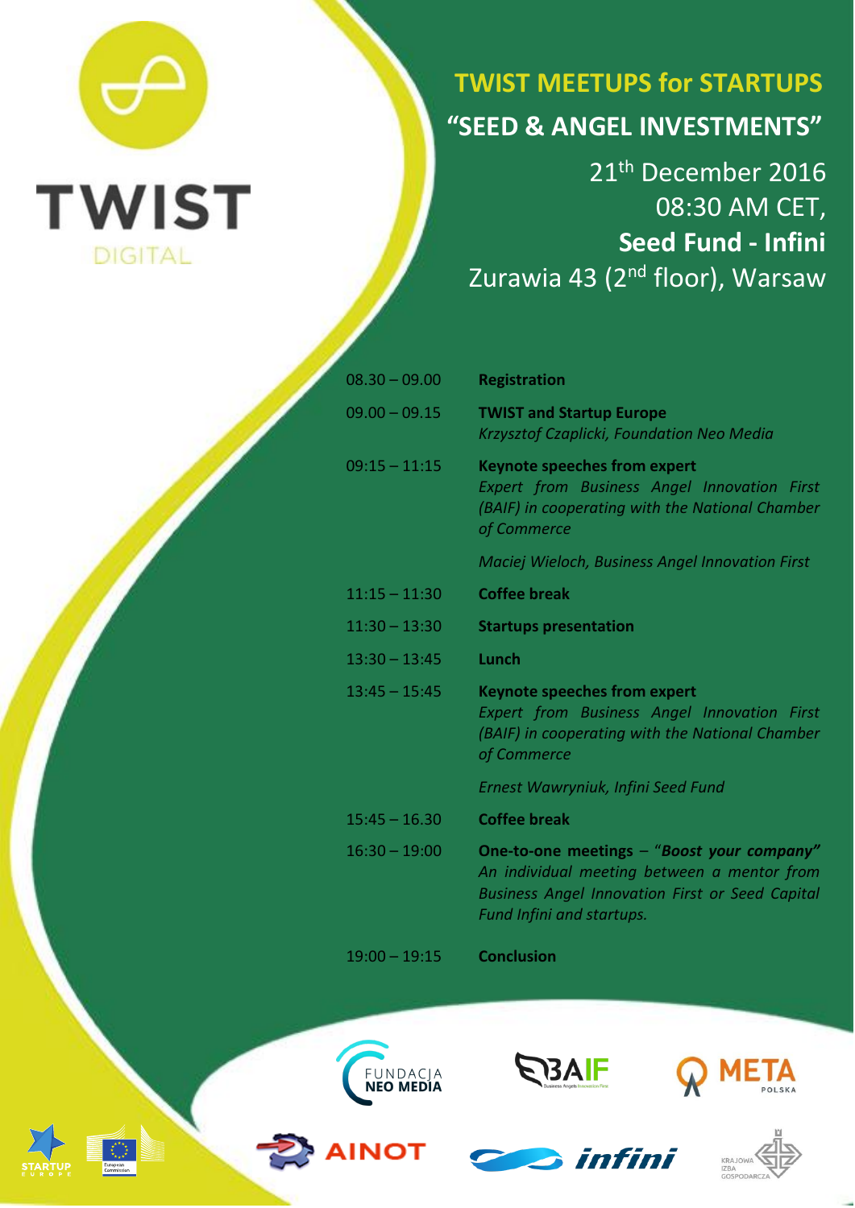TWIST DIGITAL

# TWIST MEETUPS for STARTUPS

## "SEED & ANGEL INVESTMENTS"

21th December 2016
08:30 AM CET,
**Seed Fund - Infini**
Zurawia 43 (2nd floor), Warsaw

| | |
|---|---|
| 08.30 – 09.00 | **Registration** |
| 09.00 – 09.15 | **TWIST and Startup Europe**<br>*Krzysztof Czaplicki, Foundation Neo Media* |
| 09:15 – 11:15 | **Keynote speeches from expert**<br>*Expert from Business Angel Innovation First (BAIF) in cooperating with the National Chamber of Commerce*<br><br>*Maciej Wieloch, Business Angel Innovation First* |
| 11:15 – 11:30 | **Coffee break** |
| 11:30 – 13:30 | **Startups presentation** |
| 13:30 – 13:45 | **Lunch** |
| 13:45 – 15:45 | **Keynote speeches from expert**<br>*Expert from Business Angel Innovation First (BAIF) in cooperating with the National Chamber of Commerce*<br><br>*Ernest Wawryniuk, Infini Seed Fund* |
| 15:45 – 16.30 | **Coffee break** |
| 16:30 – 19:00 | **One-to-one meetings** – "***Boost your company"***<br>*An individual meeting between a mentor from Business Angel Innovation First or Seed Capital Fund Infini and startups.* |
| 19:00 – 19:15 | **Conclusion** |

FUNDACJA NEO MEDIA · BAIF · META POLSKA · STARTUP EUROPE · European Commission · AINOT · infini · KRAJOWA IZBA GOSPODARCZA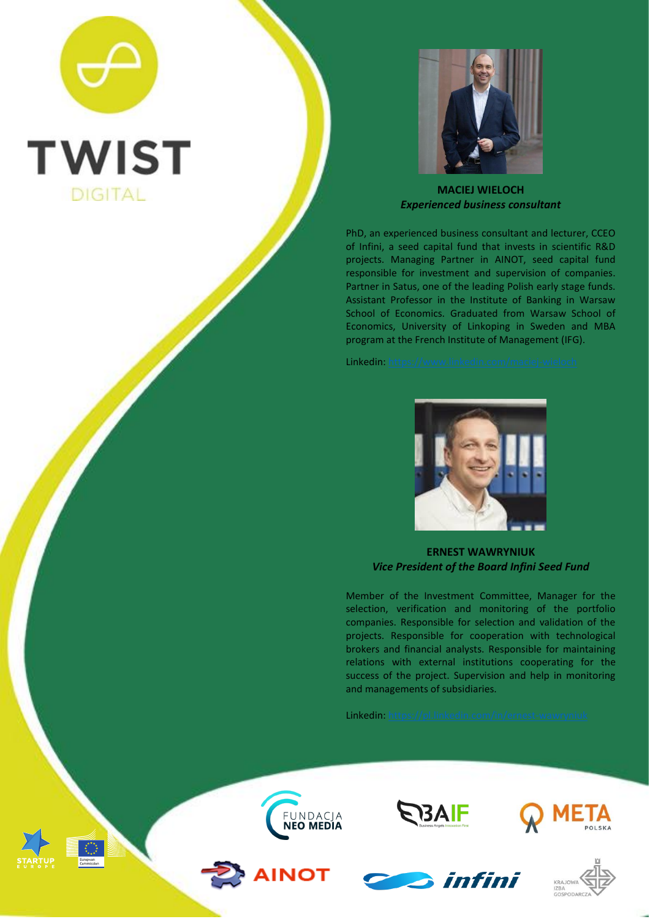TWIST
DIGITAL

**MACIEJ WIELOCH**
***Experienced business consultant***

PhD, an experienced business consultant and lecturer, CCEO of Infini, a seed capital fund that invests in scientific R&D projects. Managing Partner in AINOT, seed capital fund responsible for investment and supervision of companies. Partner in Satus, one of the leading Polish early stage funds. Assistant Professor in the Institute of Banking in Warsaw School of Economics. Graduated from Warsaw School of Economics, University of Linkoping in Sweden and MBA program at the French Institute of Management (IFG).

Linkedin: https://www.linkedin.com/maciej-wieloch

**ERNEST WAWRYNIUK**
***Vice President of the Board Infini Seed Fund***

Member of the Investment Committee, Manager for the selection, verification and monitoring of the portfolio companies. Responsible for selection and validation of the projects. Responsible for cooperation with technological brokers and financial analysts. Responsible for maintaining relations with external institutions cooperating for the success of the project. Supervision and help in monitoring and managements of subsidiaries.

Linkedin: https://pl.linkedin.com/in/ernest-wawryniuk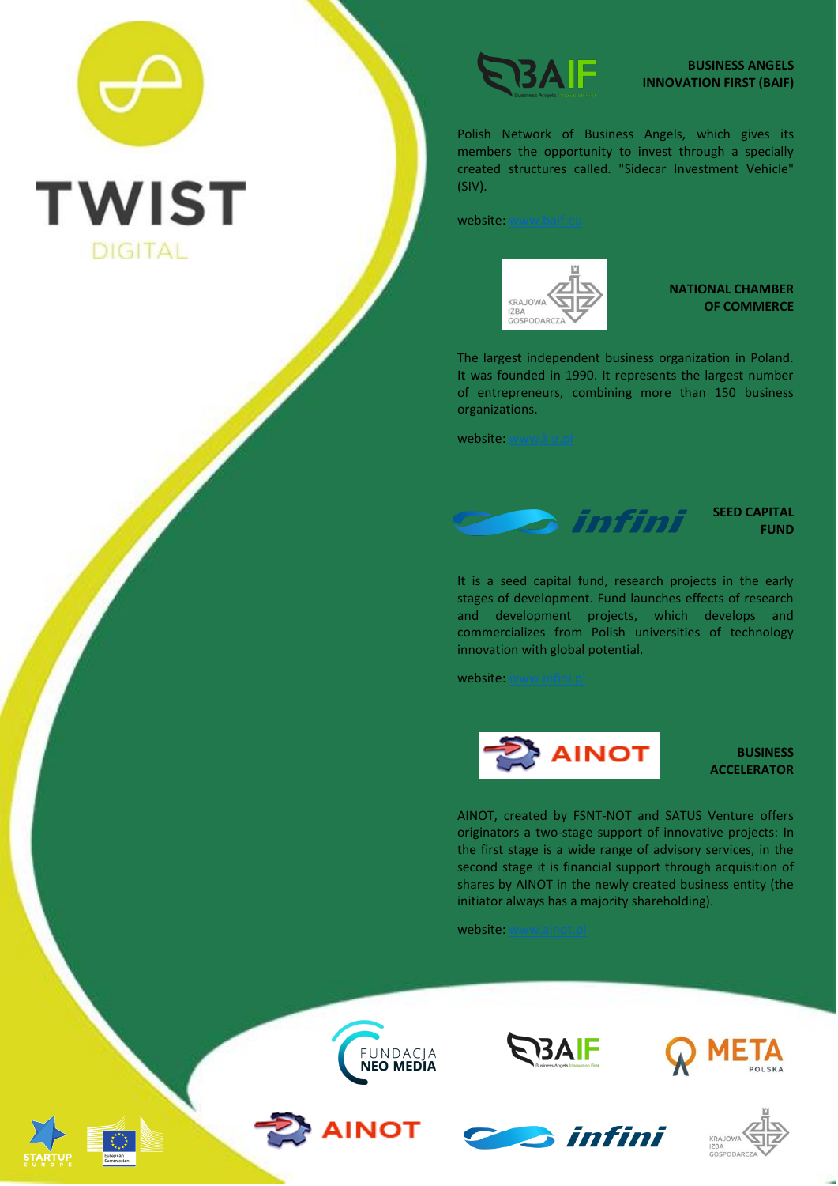## BUSINESS ANGELS INNOVATION FIRST (BAIF)

Polish Network of Business Angels, which gives its members the opportunity to invest through a specially created structures called. "Sidecar Investment Vehicle" (SIV).

website: www.baif.eu

## NATIONAL CHAMBER OF COMMERCE

The largest independent business organization in Poland. It was founded in 1990. It represents the largest number of entrepreneurs, combining more than 150 business organizations.

website: www.kig.pl

## SEED CAPITAL FUND

It is a seed capital fund, research projects in the early stages of development. Fund launches effects of research and development projects, which develops and commercializes from Polish universities of technology innovation with global potential.

website: www.infini.pl

## BUSINESS ACCELERATOR

AINOT, created by FSNT-NOT and SATUS Venture offers originators a two-stage support of innovative projects: In the first stage is a wide range of advisory services, in the second stage it is financial support through acquisition of shares by AINOT in the newly created business entity (the initiator always has a majority shareholding).

website: www.ainot.pl